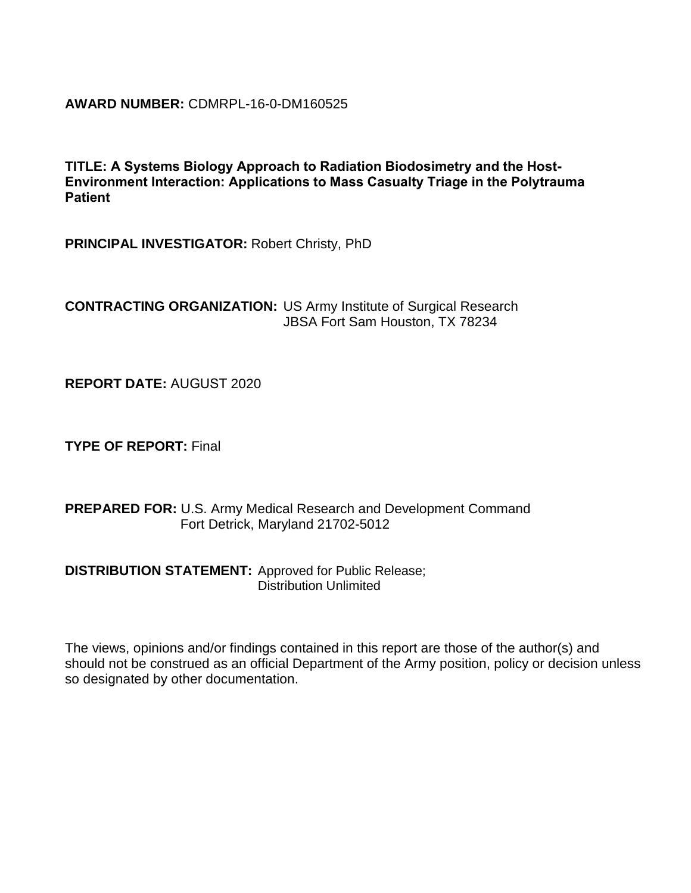**AWARD NUMBER:** CDMRPL-16-0-DM160525

**TITLE: A Systems Biology Approach to Radiation Biodosimetry and the Host-Environment Interaction: Applications to Mass Casualty Triage in the Polytrauma Patient**

**PRINCIPAL INVESTIGATOR:** Robert Christy, PhD

**CONTRACTING ORGANIZATION:** US Army Institute of Surgical Research
JBSA Fort Sam Houston, TX 78234

**REPORT DATE:** AUGUST 2020

**TYPE OF REPORT:** Final

**PREPARED FOR:** U.S. Army Medical Research and Development Command
Fort Detrick, Maryland 21702-5012

**DISTRIBUTION STATEMENT:** Approved for Public Release;
Distribution Unlimited

The views, opinions and/or findings contained in this report are those of the author(s) and should not be construed as an official Department of the Army position, policy or decision unless so designated by other documentation.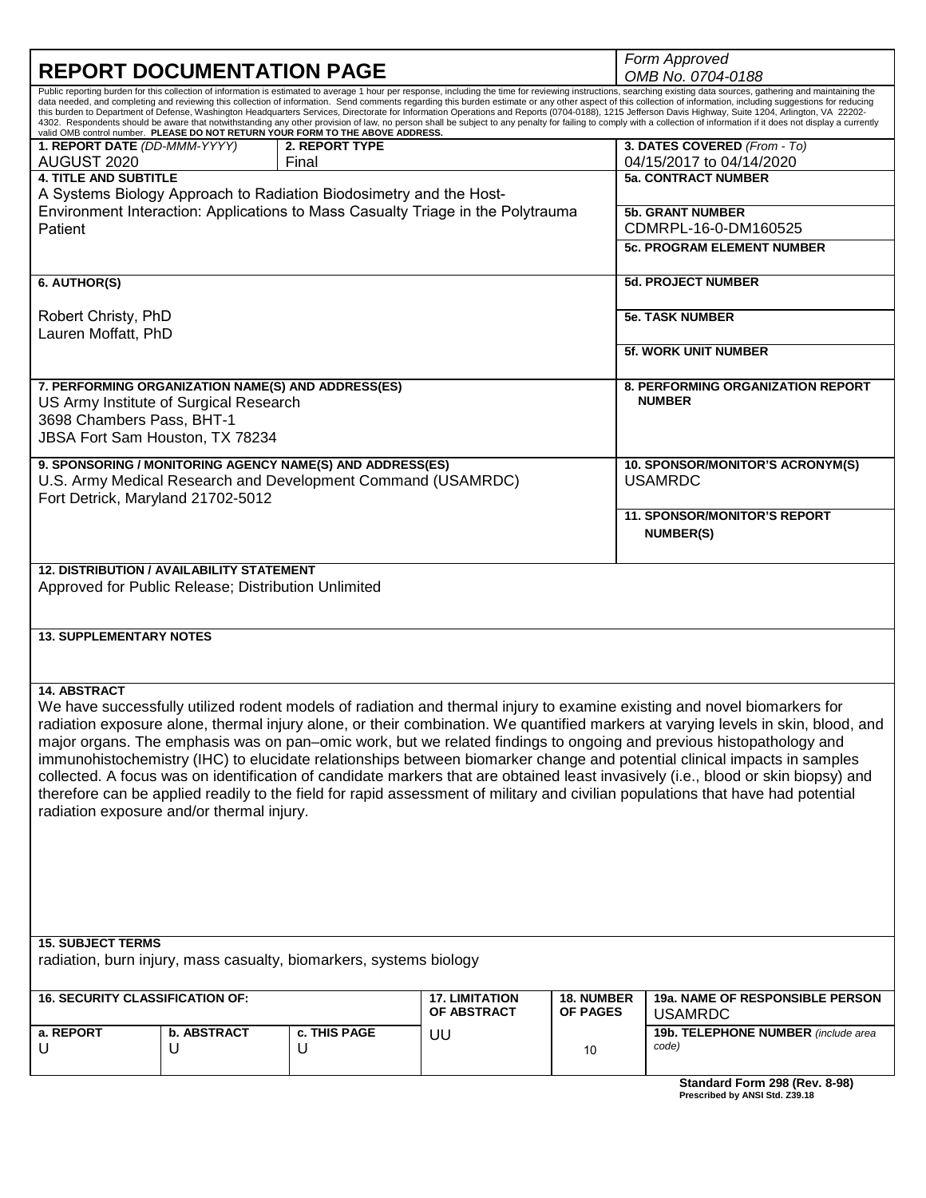# REPORT DOCUMENTATION PAGE

*Form Approved*
*OMB No. 0704-0188*

Public reporting burden for this collection of information is estimated to average 1 hour per response, including the time for reviewing instructions, searching existing data sources, gathering and maintaining the data needed, and completing and reviewing this collection of information. Send comments regarding this burden estimate or any other aspect of this collection of information, including suggestions for reducing this burden to Department of Defense, Washington Headquarters Services, Directorate for Information Operations and Reports (0704-0188), 1215 Jefferson Davis Highway, Suite 1204, Arlington, VA 22202-4302. Respondents should be aware that notwithstanding any other provision of law, no person shall be subject to any penalty for failing to comply with a collection of information if it does not display a currently valid OMB control number. **PLEASE DO NOT RETURN YOUR FORM TO THE ABOVE ADDRESS.**

| **1. REPORT DATE** *(DD-MMM-YYYY)* | **2. REPORT TYPE** | **3. DATES COVERED** *(From - To)* |
|---|---|---|
| AUGUST 2020 | Final | 04/15/2017 to 04/14/2020 |

**4. TITLE AND SUBTITLE**
A Systems Biology Approach to Radiation Biodosimetry and the Host-Environment Interaction: Applications to Mass Casualty Triage in the Polytrauma Patient

**5a. CONTRACT NUMBER**

**5b. GRANT NUMBER**
CDMRPL-16-0-DM160525

**5c. PROGRAM ELEMENT NUMBER**

**6. AUTHOR(S)**

Robert Christy, PhD
Lauren Moffatt, PhD

**5d. PROJECT NUMBER**

**5e. TASK NUMBER**

**5f. WORK UNIT NUMBER**

**7. PERFORMING ORGANIZATION NAME(S) AND ADDRESS(ES)**
US Army Institute of Surgical Research
3698 Chambers Pass, BHT-1
JBSA Fort Sam Houston, TX 78234

**8. PERFORMING ORGANIZATION REPORT NUMBER**

**9. SPONSORING / MONITORING AGENCY NAME(S) AND ADDRESS(ES)**
U.S. Army Medical Research and Development Command (USAMRDC)
Fort Detrick, Maryland 21702-5012

**10. SPONSOR/MONITOR'S ACRONYM(S)**
USAMRDC

**11. SPONSOR/MONITOR'S REPORT NUMBER(S)**

**12. DISTRIBUTION / AVAILABILITY STATEMENT**
Approved for Public Release; Distribution Unlimited

**13. SUPPLEMENTARY NOTES**

**14. ABSTRACT**
We have successfully utilized rodent models of radiation and thermal injury to examine existing and novel biomarkers for radiation exposure alone, thermal injury alone, or their combination. We quantified markers at varying levels in skin, blood, and major organs. The emphasis was on pan–omic work, but we related findings to ongoing and previous histopathology and immunohistochemistry (IHC) to elucidate relationships between biomarker change and potential clinical impacts in samples collected. A focus was on identification of candidate markers that are obtained least invasively (i.e., blood or skin biopsy) and therefore can be applied readily to the field for rapid assessment of military and civilian populations that have had potential radiation exposure and/or thermal injury.

**15. SUBJECT TERMS**
radiation, burn injury, mass casualty, biomarkers, systems biology

| **16. SECURITY CLASSIFICATION OF:** | | | **17. LIMITATION OF ABSTRACT** | **18. NUMBER OF PAGES** | **19a. NAME OF RESPONSIBLE PERSON** |
|---|---|---|---|---|---|
| **a. REPORT** | **b. ABSTRACT** | **c. THIS PAGE** | | | USAMRDC |
| U | U | U | UU | 10 | **19b. TELEPHONE NUMBER** *(include area code)* |

**Standard Form 298 (Rev. 8-98)**
**Prescribed by ANSI Std. Z39.18**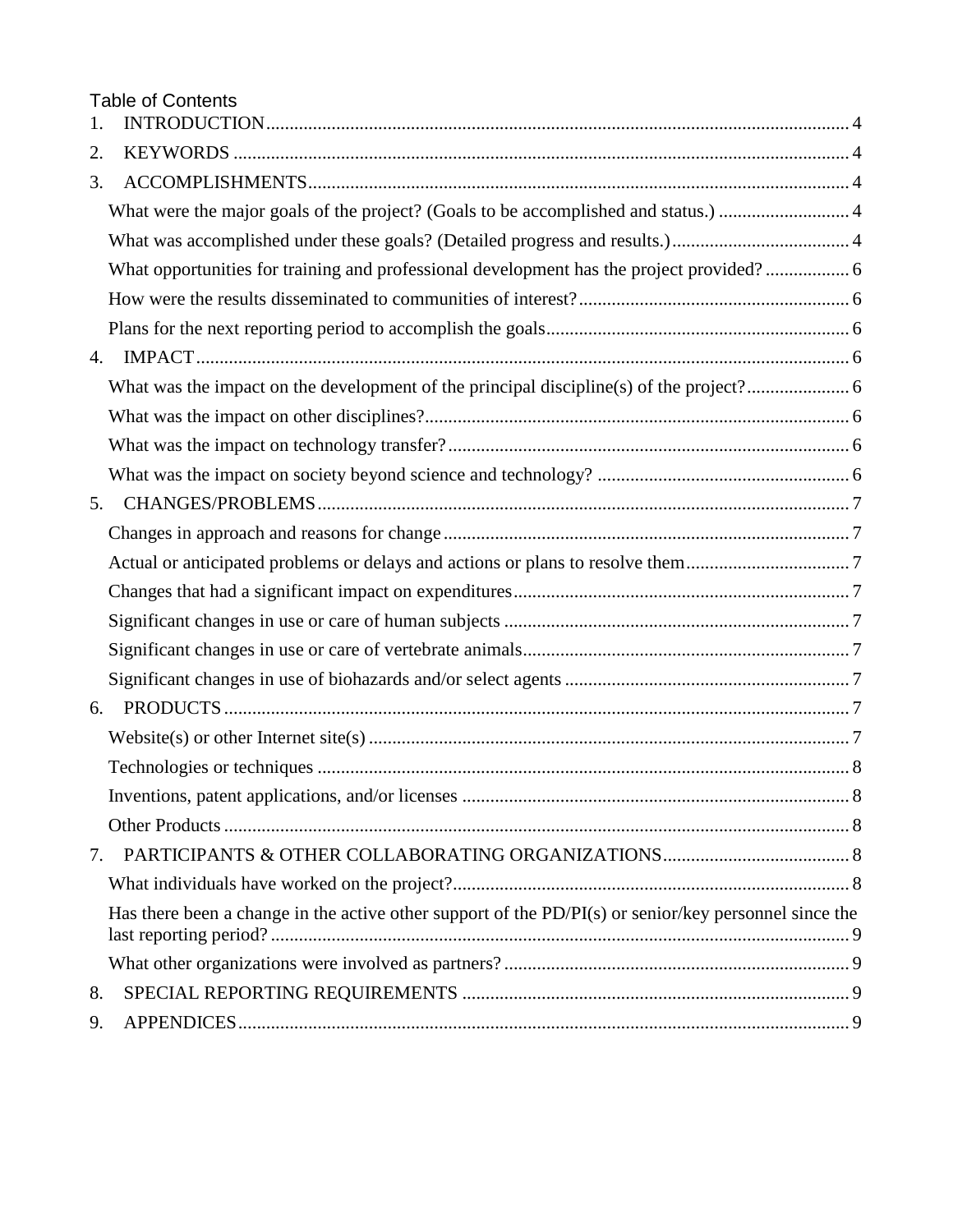# Table of Contents

1. INTRODUCTION ..... 4
2. KEYWORDS ..... 4
3. ACCOMPLISHMENTS ..... 4
   - What were the major goals of the project? (Goals to be accomplished and status.) ..... 4
   - What was accomplished under these goals? (Detailed progress and results.) ..... 4
   - What opportunities for training and professional development has the project provided? ..... 6
   - How were the results disseminated to communities of interest? ..... 6
   - Plans for the next reporting period to accomplish the goals ..... 6
4. IMPACT ..... 6
   - What was the impact on the development of the principal discipline(s) of the project? ..... 6
   - What was the impact on other disciplines? ..... 6
   - What was the impact on technology transfer? ..... 6
   - What was the impact on society beyond science and technology? ..... 6
5. CHANGES/PROBLEMS ..... 7
   - Changes in approach and reasons for change ..... 7
   - Actual or anticipated problems or delays and actions or plans to resolve them ..... 7
   - Changes that had a significant impact on expenditures ..... 7
   - Significant changes in use or care of human subjects ..... 7
   - Significant changes in use or care of vertebrate animals ..... 7
   - Significant changes in use of biohazards and/or select agents ..... 7
6. PRODUCTS ..... 7
   - Website(s) or other Internet site(s) ..... 7
   - Technologies or techniques ..... 8
   - Inventions, patent applications, and/or licenses ..... 8
   - Other Products ..... 8
7. PARTICIPANTS & OTHER COLLABORATING ORGANIZATIONS ..... 8
   - What individuals have worked on the project? ..... 8
   - Has there been a change in the active other support of the PD/PI(s) or senior/key personnel since the last reporting period? ..... 9
   - What other organizations were involved as partners? ..... 9
8. SPECIAL REPORTING REQUIREMENTS ..... 9
9. APPENDICES ..... 9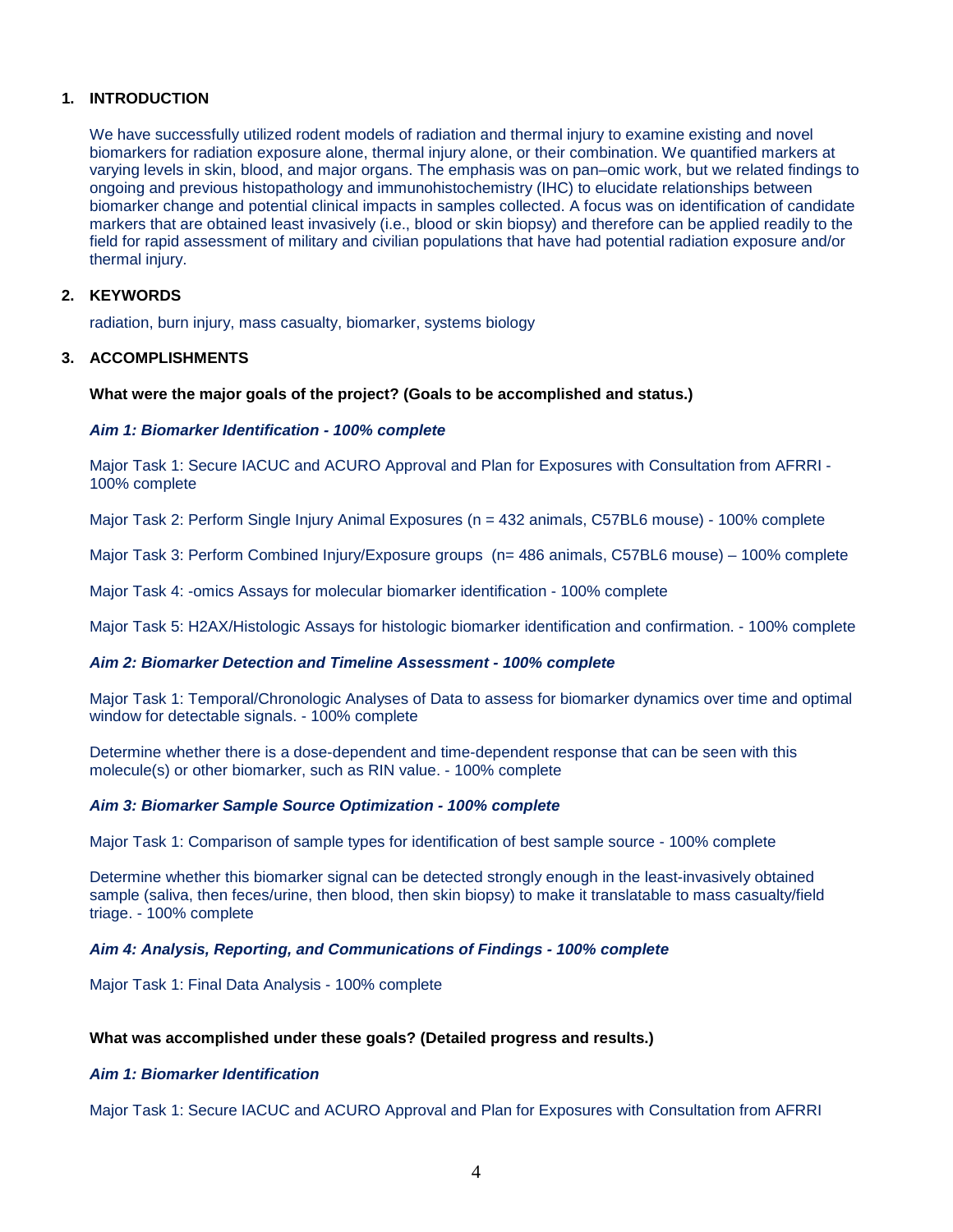## 1. INTRODUCTION

We have successfully utilized rodent models of radiation and thermal injury to examine existing and novel biomarkers for radiation exposure alone, thermal injury alone, or their combination. We quantified markers at varying levels in skin, blood, and major organs. The emphasis was on pan–omic work, but we related findings to ongoing and previous histopathology and immunohistochemistry (IHC) to elucidate relationships between biomarker change and potential clinical impacts in samples collected. A focus was on identification of candidate markers that are obtained least invasively (i.e., blood or skin biopsy) and therefore can be applied readily to the field for rapid assessment of military and civilian populations that have had potential radiation exposure and/or thermal injury.

## 2. KEYWORDS

radiation, burn injury, mass casualty, biomarker, systems biology

## 3. ACCOMPLISHMENTS

**What were the major goals of the project? (Goals to be accomplished and status.)**

***Aim 1: Biomarker Identification - 100% complete***

Major Task 1: Secure IACUC and ACURO Approval and Plan for Exposures with Consultation from AFRRI - 100% complete

Major Task 2: Perform Single Injury Animal Exposures (n = 432 animals, C57BL6 mouse) - 100% complete

Major Task 3: Perform Combined Injury/Exposure groups (n= 486 animals, C57BL6 mouse) – 100% complete

Major Task 4: -omics Assays for molecular biomarker identification - 100% complete

Major Task 5: H2AX/Histologic Assays for histologic biomarker identification and confirmation. - 100% complete

***Aim 2: Biomarker Detection and Timeline Assessment - 100% complete***

Major Task 1: Temporal/Chronologic Analyses of Data to assess for biomarker dynamics over time and optimal window for detectable signals. - 100% complete

Determine whether there is a dose-dependent and time-dependent response that can be seen with this molecule(s) or other biomarker, such as RIN value. - 100% complete

***Aim 3: Biomarker Sample Source Optimization - 100% complete***

Major Task 1: Comparison of sample types for identification of best sample source - 100% complete

Determine whether this biomarker signal can be detected strongly enough in the least-invasively obtained sample (saliva, then feces/urine, then blood, then skin biopsy) to make it translatable to mass casualty/field triage. - 100% complete

***Aim 4: Analysis, Reporting, and Communications of Findings - 100% complete***

Major Task 1: Final Data Analysis - 100% complete

**What was accomplished under these goals? (Detailed progress and results.)**

***Aim 1: Biomarker Identification***

Major Task 1: Secure IACUC and ACURO Approval and Plan for Exposures with Consultation from AFRRI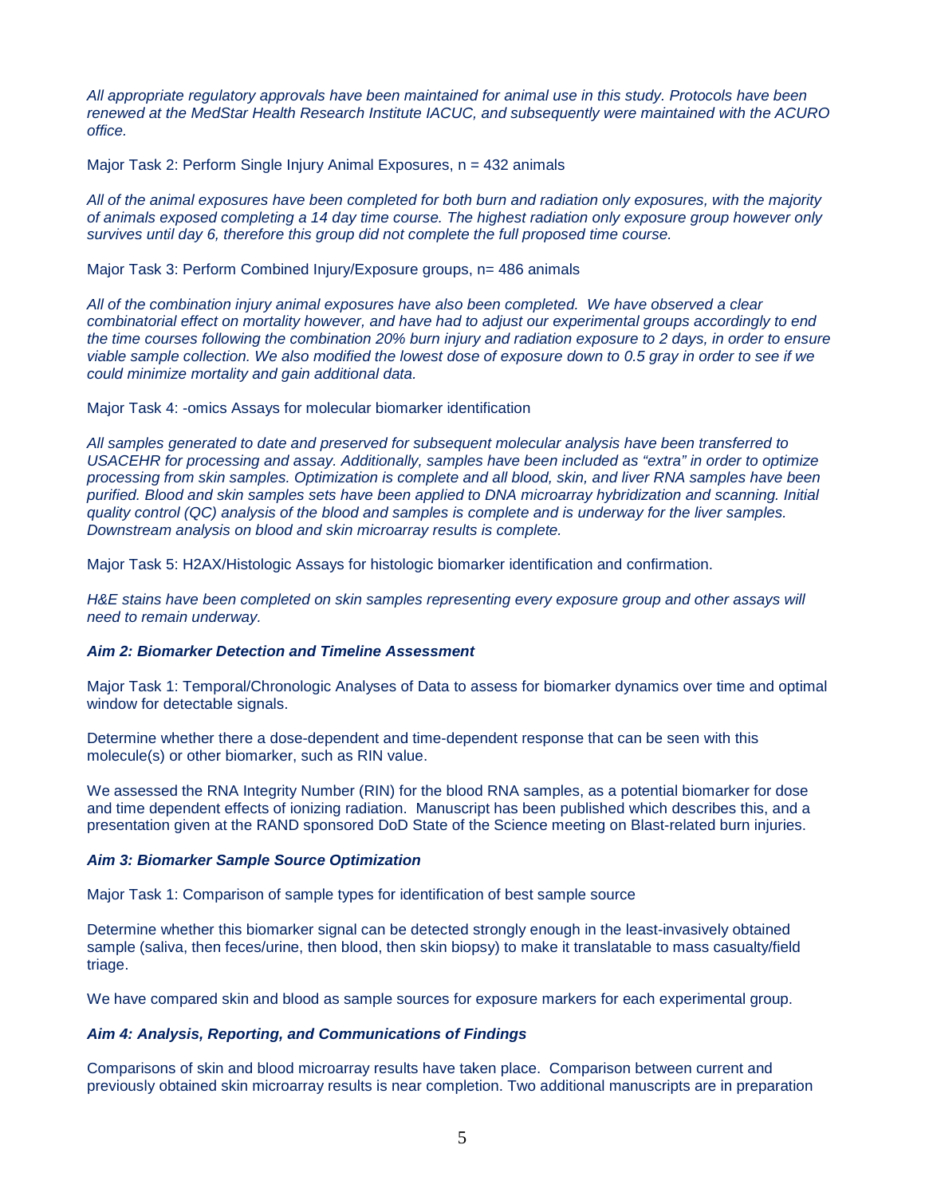*All appropriate regulatory approvals have been maintained for animal use in this study. Protocols have been renewed at the MedStar Health Research Institute IACUC, and subsequently were maintained with the ACURO office.*

Major Task 2: Perform Single Injury Animal Exposures, n = 432 animals

*All of the animal exposures have been completed for both burn and radiation only exposures, with the majority of animals exposed completing a 14 day time course. The highest radiation only exposure group however only survives until day 6, therefore this group did not complete the full proposed time course.*

Major Task 3: Perform Combined Injury/Exposure groups, n= 486 animals

*All of the combination injury animal exposures have also been completed. We have observed a clear combinatorial effect on mortality however, and have had to adjust our experimental groups accordingly to end the time courses following the combination 20% burn injury and radiation exposure to 2 days, in order to ensure viable sample collection. We also modified the lowest dose of exposure down to 0.5 gray in order to see if we could minimize mortality and gain additional data.*

Major Task 4: -omics Assays for molecular biomarker identification

*All samples generated to date and preserved for subsequent molecular analysis have been transferred to USACEHR for processing and assay. Additionally, samples have been included as "extra" in order to optimize processing from skin samples. Optimization is complete and all blood, skin, and liver RNA samples have been purified. Blood and skin samples sets have been applied to DNA microarray hybridization and scanning. Initial quality control (QC) analysis of the blood and samples is complete and is underway for the liver samples. Downstream analysis on blood and skin microarray results is complete.*

Major Task 5: H2AX/Histologic Assays for histologic biomarker identification and confirmation.

*H&E stains have been completed on skin samples representing every exposure group and other assays will need to remain underway.*

***Aim 2: Biomarker Detection and Timeline Assessment***

Major Task 1: Temporal/Chronologic Analyses of Data to assess for biomarker dynamics over time and optimal window for detectable signals.

Determine whether there a dose-dependent and time-dependent response that can be seen with this molecule(s) or other biomarker, such as RIN value.

We assessed the RNA Integrity Number (RIN) for the blood RNA samples, as a potential biomarker for dose and time dependent effects of ionizing radiation. Manuscript has been published which describes this, and a presentation given at the RAND sponsored DoD State of the Science meeting on Blast-related burn injuries.

***Aim 3: Biomarker Sample Source Optimization***

Major Task 1: Comparison of sample types for identification of best sample source

Determine whether this biomarker signal can be detected strongly enough in the least-invasively obtained sample (saliva, then feces/urine, then blood, then skin biopsy) to make it translatable to mass casualty/field triage.

We have compared skin and blood as sample sources for exposure markers for each experimental group.

***Aim 4: Analysis, Reporting, and Communications of Findings***

Comparisons of skin and blood microarray results have taken place. Comparison between current and previously obtained skin microarray results is near completion. Two additional manuscripts are in preparation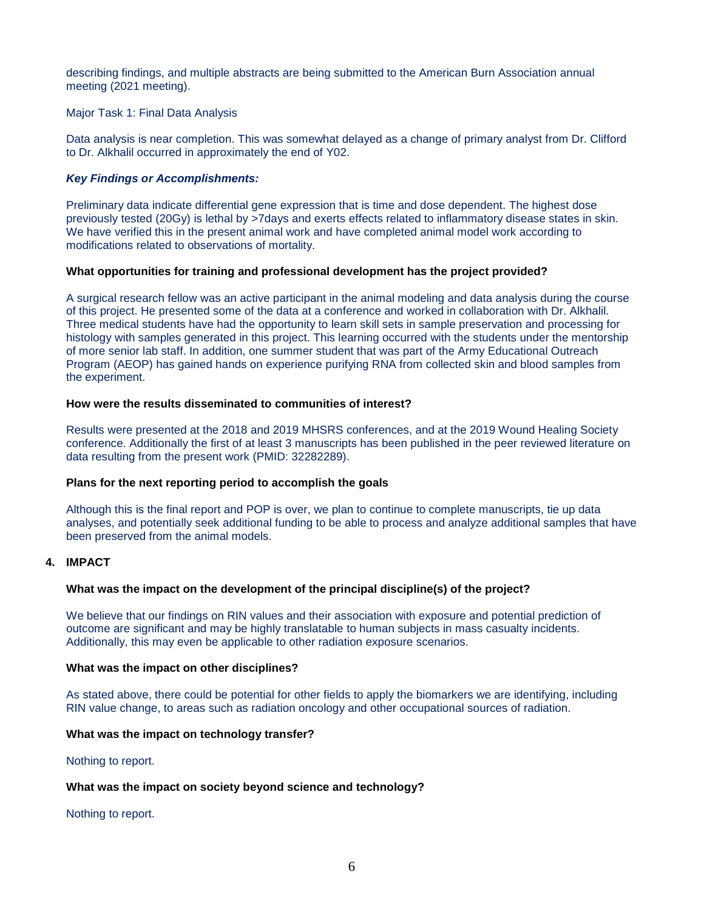describing findings, and multiple abstracts are being submitted to the American Burn Association annual meeting (2021 meeting).

Major Task 1: Final Data Analysis

Data analysis is near completion. This was somewhat delayed as a change of primary analyst from Dr. Clifford to Dr. Alkhalil occurred in approximately the end of Y02.

***Key Findings or Accomplishments:***

Preliminary data indicate differential gene expression that is time and dose dependent. The highest dose previously tested (20Gy) is lethal by >7days and exerts effects related to inflammatory disease states in skin. We have verified this in the present animal work and have completed animal model work according to modifications related to observations of mortality.

**What opportunities for training and professional development has the project provided?**

A surgical research fellow was an active participant in the animal modeling and data analysis during the course of this project. He presented some of the data at a conference and worked in collaboration with Dr. Alkhalil. Three medical students have had the opportunity to learn skill sets in sample preservation and processing for histology with samples generated in this project. This learning occurred with the students under the mentorship of more senior lab staff. In addition, one summer student that was part of the Army Educational Outreach Program (AEOP) has gained hands on experience purifying RNA from collected skin and blood samples from the experiment.

**How were the results disseminated to communities of interest?**

Results were presented at the 2018 and 2019 MHSRS conferences, and at the 2019 Wound Healing Society conference. Additionally the first of at least 3 manuscripts has been published in the peer reviewed literature on data resulting from the present work (PMID: 32282289).

**Plans for the next reporting period to accomplish the goals**

Although this is the final report and POP is over, we plan to continue to complete manuscripts, tie up data analyses, and potentially seek additional funding to be able to process and analyze additional samples that have been preserved from the animal models.

## 4. IMPACT

**What was the impact on the development of the principal discipline(s) of the project?**

We believe that our findings on RIN values and their association with exposure and potential prediction of outcome are significant and may be highly translatable to human subjects in mass casualty incidents. Additionally, this may even be applicable to other radiation exposure scenarios.

**What was the impact on other disciplines?**

As stated above, there could be potential for other fields to apply the biomarkers we are identifying, including RIN value change, to areas such as radiation oncology and other occupational sources of radiation.

**What was the impact on technology transfer?**

Nothing to report.

**What was the impact on society beyond science and technology?**

Nothing to report.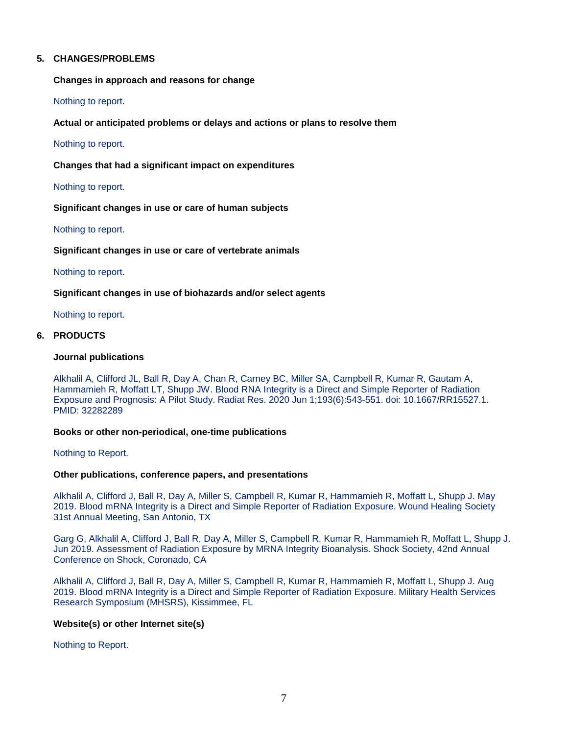## 5. CHANGES/PROBLEMS

### Changes in approach and reasons for change

Nothing to report.

### Actual or anticipated problems or delays and actions or plans to resolve them

Nothing to report.

### Changes that had a significant impact on expenditures

Nothing to report.

### Significant changes in use or care of human subjects

Nothing to report.

### Significant changes in use or care of vertebrate animals

Nothing to report.

### Significant changes in use of biohazards and/or select agents

Nothing to report.

## 6. PRODUCTS

### Journal publications

Alkhalil A, Clifford JL, Ball R, Day A, Chan R, Carney BC, Miller SA, Campbell R, Kumar R, Gautam A, Hammamieh R, Moffatt LT, Shupp JW. Blood RNA Integrity is a Direct and Simple Reporter of Radiation Exposure and Prognosis: A Pilot Study. Radiat Res. 2020 Jun 1;193(6):543-551. doi: 10.1667/RR15527.1. PMID: 32282289

### Books or other non-periodical, one-time publications

Nothing to Report.

### Other publications, conference papers, and presentations

Alkhalil A, Clifford J, Ball R, Day A, Miller S, Campbell R, Kumar R, Hammamieh R, Moffatt L, Shupp J. May 2019. Blood mRNA Integrity is a Direct and Simple Reporter of Radiation Exposure. Wound Healing Society 31st Annual Meeting, San Antonio, TX

Garg G, Alkhalil A, Clifford J, Ball R, Day A, Miller S, Campbell R, Kumar R, Hammamieh R, Moffatt L, Shupp J. Jun 2019. Assessment of Radiation Exposure by MRNA Integrity Bioanalysis. Shock Society, 42nd Annual Conference on Shock, Coronado, CA

Alkhalil A, Clifford J, Ball R, Day A, Miller S, Campbell R, Kumar R, Hammamieh R, Moffatt L, Shupp J. Aug 2019. Blood mRNA Integrity is a Direct and Simple Reporter of Radiation Exposure. Military Health Services Research Symposium (MHSRS), Kissimmee, FL

### Website(s) or other Internet site(s)

Nothing to Report.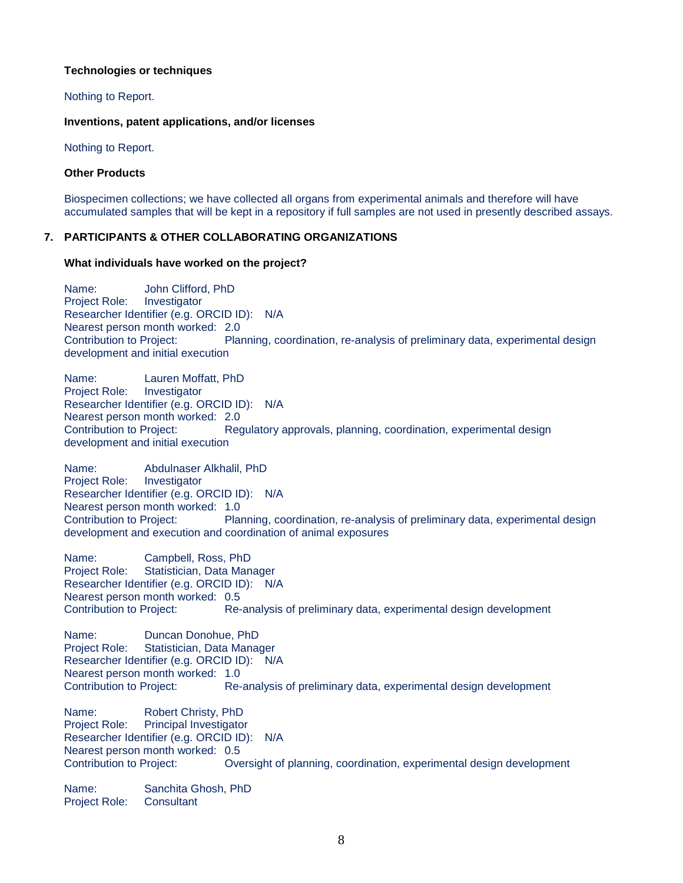**Technologies or techniques**

Nothing to Report.

**Inventions, patent applications, and/or licenses**

Nothing to Report.

**Other Products**

Biospecimen collections; we have collected all organs from experimental animals and therefore will have accumulated samples that will be kept in a repository if full samples are not used in presently described assays.

## 7. PARTICIPANTS & OTHER COLLABORATING ORGANIZATIONS

**What individuals have worked on the project?**

Name: John Clifford, PhD
Project Role: Investigator
Researcher Identifier (e.g. ORCID ID): N/A
Nearest person month worked: 2.0
Contribution to Project: Planning, coordination, re-analysis of preliminary data, experimental design development and initial execution

Name: Lauren Moffatt, PhD
Project Role: Investigator
Researcher Identifier (e.g. ORCID ID): N/A
Nearest person month worked: 2.0
Contribution to Project: Regulatory approvals, planning, coordination, experimental design development and initial execution

Name: Abdulnaser Alkhalil, PhD
Project Role: Investigator
Researcher Identifier (e.g. ORCID ID): N/A
Nearest person month worked: 1.0
Contribution to Project: Planning, coordination, re-analysis of preliminary data, experimental design development and execution and coordination of animal exposures

Name: Campbell, Ross, PhD
Project Role: Statistician, Data Manager
Researcher Identifier (e.g. ORCID ID): N/A
Nearest person month worked: 0.5
Contribution to Project: Re-analysis of preliminary data, experimental design development

Name: Duncan Donohue, PhD
Project Role: Statistician, Data Manager
Researcher Identifier (e.g. ORCID ID): N/A
Nearest person month worked: 1.0
Contribution to Project: Re-analysis of preliminary data, experimental design development

Name: Robert Christy, PhD
Project Role: Principal Investigator
Researcher Identifier (e.g. ORCID ID): N/A
Nearest person month worked: 0.5
Contribution to Project: Oversight of planning, coordination, experimental design development

Name: Sanchita Ghosh, PhD
Project Role: Consultant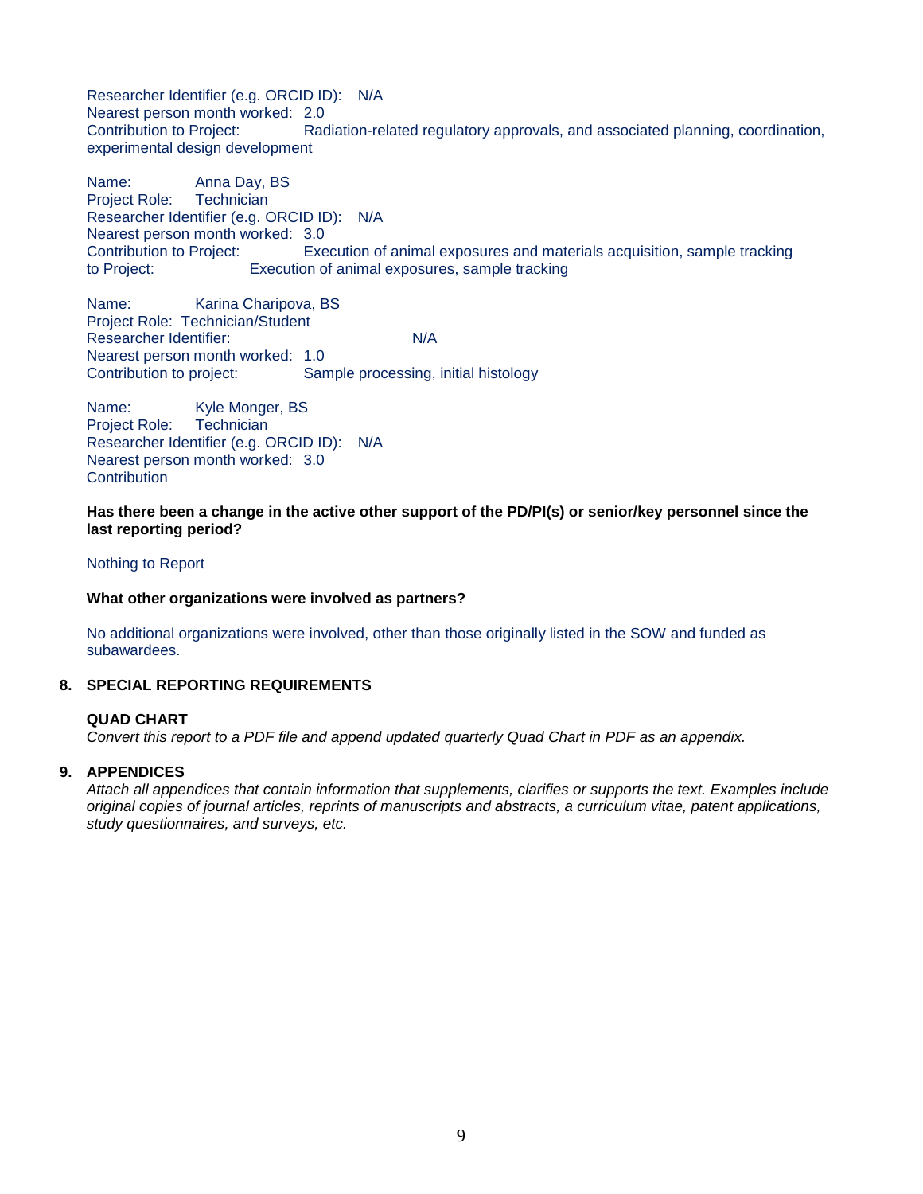Researcher Identifier (e.g. ORCID ID): N/A
Nearest person month worked: 2.0
Contribution to Project: Radiation-related regulatory approvals, and associated planning, coordination, experimental design development

Name: Anna Day, BS
Project Role: Technician
Researcher Identifier (e.g. ORCID ID): N/A
Nearest person month worked: 3.0
Contribution to Project: Execution of animal exposures and materials acquisition, sample tracking
to Project: Execution of animal exposures, sample tracking

Name: Karina Charipova, BS
Project Role: Technician/Student
Researcher Identifier: N/A
Nearest person month worked: 1.0
Contribution to project: Sample processing, initial histology

Name: Kyle Monger, BS
Project Role: Technician
Researcher Identifier (e.g. ORCID ID): N/A
Nearest person month worked: 3.0
Contribution

**Has there been a change in the active other support of the PD/PI(s) or senior/key personnel since the last reporting period?**

Nothing to Report

**What other organizations were involved as partners?**

No additional organizations were involved, other than those originally listed in the SOW and funded as subawardees.

## 8. SPECIAL REPORTING REQUIREMENTS

**QUAD CHART**

*Convert this report to a PDF file and append updated quarterly Quad Chart in PDF as an appendix.*

## 9. APPENDICES

*Attach all appendices that contain information that supplements, clarifies or supports the text. Examples include original copies of journal articles, reprints of manuscripts and abstracts, a curriculum vitae, patent applications, study questionnaires, and surveys, etc.*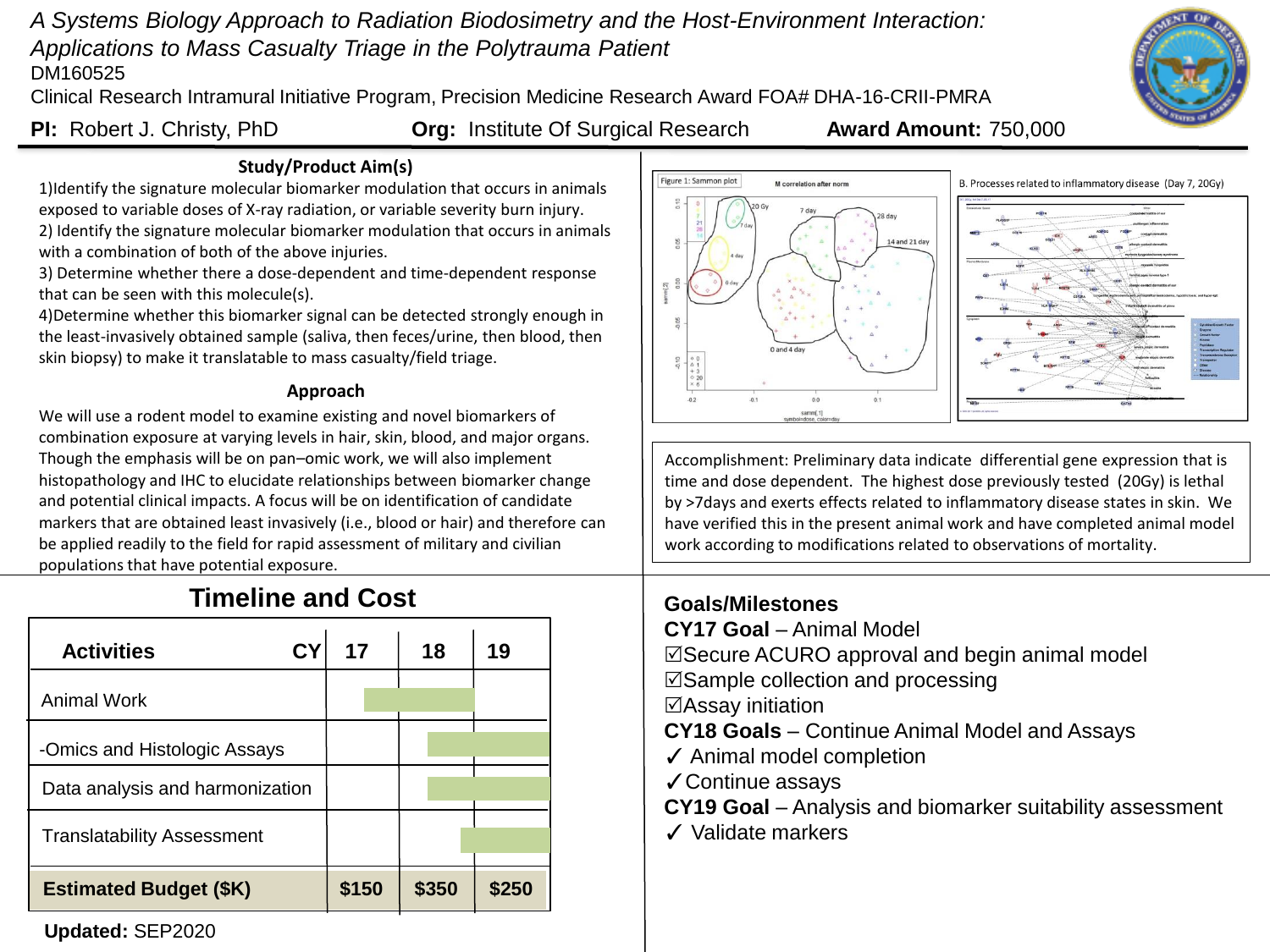*A Systems Biology Approach to Radiation Biodosimetry and the Host-Environment Interaction: Applications to Mass Casualty Triage in the Polytrauma Patient*

DM160525

Clinical Research Intramural Initiative Program, Precision Medicine Research Award FOA# DHA-16-CRII-PMRA

**PI:** Robert J. Christy, PhD **Org:** Institute Of Surgical Research **Award Amount:** 750,000

## Study/Product Aim(s)

1)Identify the signature molecular biomarker modulation that occurs in animals exposed to variable doses of X-ray radiation, or variable severity burn injury.
2) Identify the signature molecular biomarker modulation that occurs in animals with a combination of both of the above injuries.
3) Determine whether there a dose-dependent and time-dependent response that can be seen with this molecule(s).
4)Determine whether this biomarker signal can be detected strongly enough in the least-invasively obtained sample (saliva, then feces/urine, then blood, then skin biopsy) to make it translatable to mass casualty/field triage.

## Approach

We will use a rodent model to examine existing and novel biomarkers of combination exposure at varying levels in hair, skin, blood, and major organs. Though the emphasis will be on pan–omic work, we will also implement histopathology and IHC to elucidate relationships between biomarker change and potential clinical impacts. A focus will be on identification of candidate markers that are obtained least invasively (i.e., blood or hair) and therefore can be applied readily to the field for rapid assessment of military and civilian populations that have potential exposure.

Figure 1: Sammon plot

M correlation after norm

20 Gy

7 day

28 day

14 and 21 day

4 day

0 day

0 and 4 day

symbol=dose, color=day

B. Processes related to inflammatory disease (Day 7, 20Gy)

Accomplishment: Preliminary data indicate differential gene expression that is time and dose dependent. The highest dose previously tested (20Gy) is lethal by >7days and exerts effects related to inflammatory disease states in skin. We have verified this in the present animal work and have completed animal model work according to modifications related to observations of mortality.

## Timeline and Cost

| Activities CY | 17 | 18 | 19 |
|---|---|---|---|
| Animal Work | | | |
| -Omics and Histologic Assays | | | |
| Data analysis and harmonization | | | |
| Translatability Assessment | | | |
| **Estimated Budget ($K)** | **$150** | **$350** | **$250** |

**Updated:** SEP2020

## Goals/Milestones

**CY17 Goal** – Animal Model
☑Secure ACURO approval and begin animal model
☑Sample collection and processing
☑Assay initiation

**CY18 Goals** – Continue Animal Model and Assays
✓ Animal model completion
✓Continue assays

**CY19 Goal** – Analysis and biomarker suitability assessment
✓ Validate markers